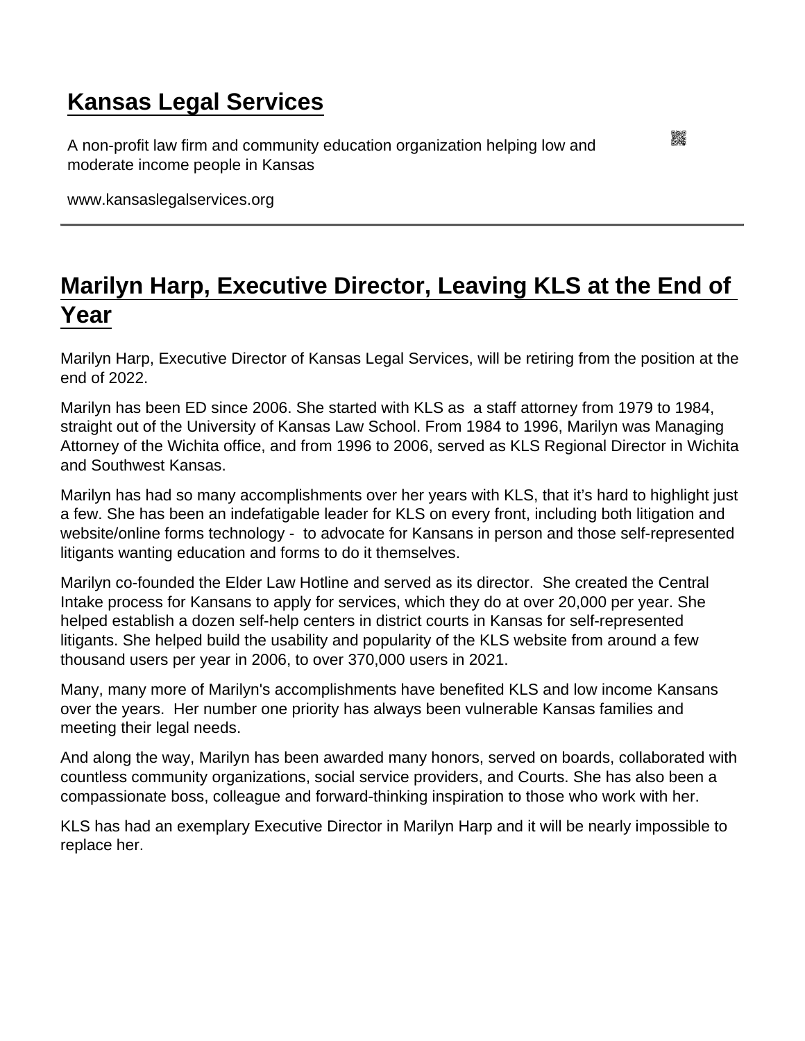# Kansas Legal Services

A non-profit law firm and community education organization helping low and moderate income people in Kansas

www.kansaslegalservices.org

---

## Marilyn Harp, Executive Director, Leaving KLS at the End of Year

Marilyn Harp, Executive Director of Kansas Legal Services, will be retiring from the position at the end of 2022.

Marilyn has been ED since 2006. She started with KLS as a staff attorney from 1979 to 1984, straight out of the University of Kansas Law School. From 1984 to 1996, Marilyn was Managing Attorney of the Wichita office, and from 1996 to 2006, served as KLS Regional Director in Wichita and Southwest Kansas.

Marilyn has had so many accomplishments over her years with KLS, that it's hard to highlight just a few. She has been an indefatigable leader for KLS on every front, including both litigation and website/online forms technology - to advocate for Kansans in person and those self-represented litigants wanting education and forms to do it themselves.

Marilyn co-founded the Elder Law Hotline and served as its director. She created the Central Intake process for Kansans to apply for services, which they do at over 20,000 per year. She helped establish a dozen self-help centers in district courts in Kansas for self-represented litigants. She helped build the usability and popularity of the KLS website from around a few thousand users per year in 2006, to over 370,000 users in 2021.

Many, many more of Marilyn's accomplishments have benefited KLS and low income Kansans over the years. Her number one priority has always been vulnerable Kansas families and meeting their legal needs.

And along the way, Marilyn has been awarded many honors, served on boards, collaborated with countless community organizations, social service providers, and Courts. She has also been a compassionate boss, colleague and forward-thinking inspiration to those who work with her.

KLS has had an exemplary Executive Director in Marilyn Harp and it will be nearly impossible to replace her.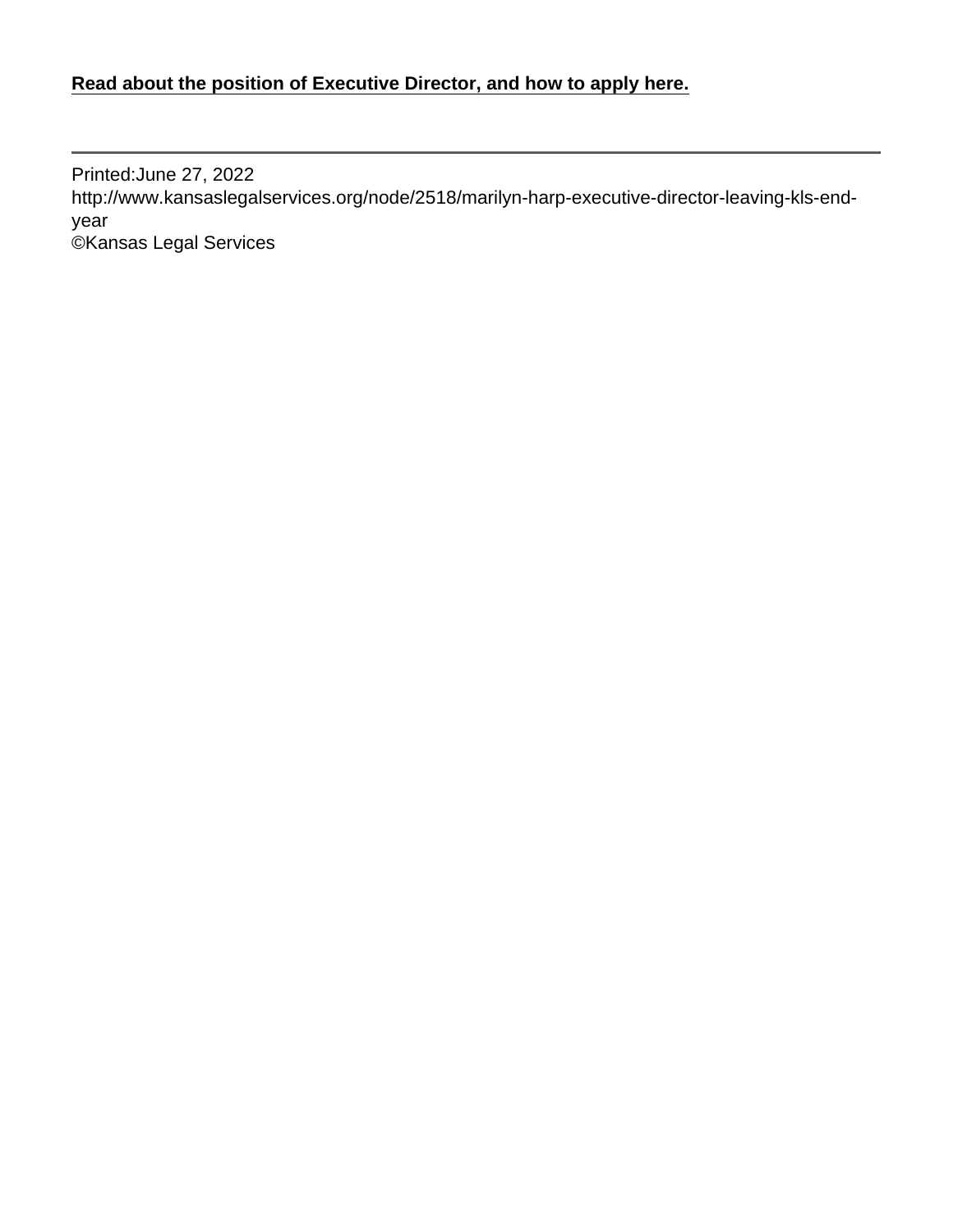**Read about the position of Executive Director, and how to apply here.**

---

Printed:June 27, 2022
http://www.kansaslegalservices.org/node/2518/marilyn-harp-executive-director-leaving-kls-end-year
©Kansas Legal Services